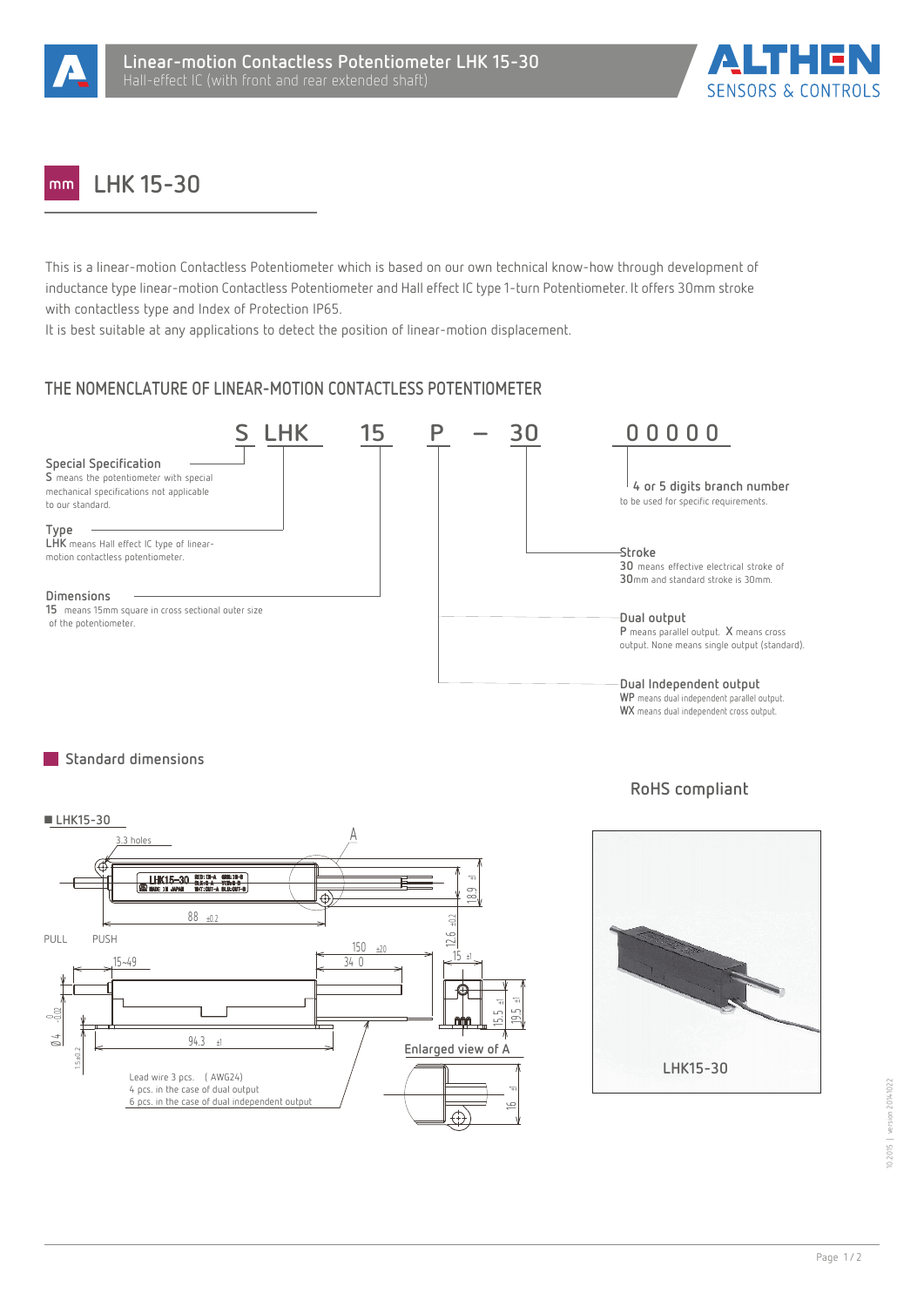# LHK 15-30

This is a linear-motion Contactless Potentiometer which is based on our own technical know-how through development of inductance type linear-motion Contactless Potentiometer and Hall effect IC type 1-turn Potentiometer. It offers 30mm stroke with contactless type and Index of Protection IP65.

It is best suitable at any applications to detect the position of linear-motion displacement.

## THE NOMENCLATURE OF LINEAR-MOTION CONTACTLESS POTENTIOMETER

**S LHK 15 P – 30 00000**

**Special Specification**
S means the potentiometer with special mechanical specifications not applicable to our standard.

**Type**
LHK means Hall effect IC type of linear-motion contactless potentiometer.

**Dimensions**
15 means 15mm square in cross sectional outer size of the potentiometer.

**4 or 5 digits branch number**
to be used for specific requirements.

**Stroke**
30 means effective electrical stroke of 30mm and standard stroke is 30mm.

**Dual output**
P means parallel output. X means cross output. None means single output (standard).

**Dual Independent output**
WP means dual independent parallel output.
WX means dual independent cross output.

## Standard dimensions

**RoHS compliant**

■ LHK15-30

3.3 holes, A, 88 ±0.2, 18.9 ±1, 12.6 ±0.2, PULL, PUSH, 15~49, 150 ±20, 34.0, 15 ±1, 15.5 ±1, 19.5 ±1, Ø4 0/-0.02, 1.5±0.2, 94.3 ±1, 16 ±1

Lead wire 3 pcs. (AWG24)
4 pcs. in the case of dual output
6 pcs. in the case of dual independent output

Enlarged view of A

LHK15-30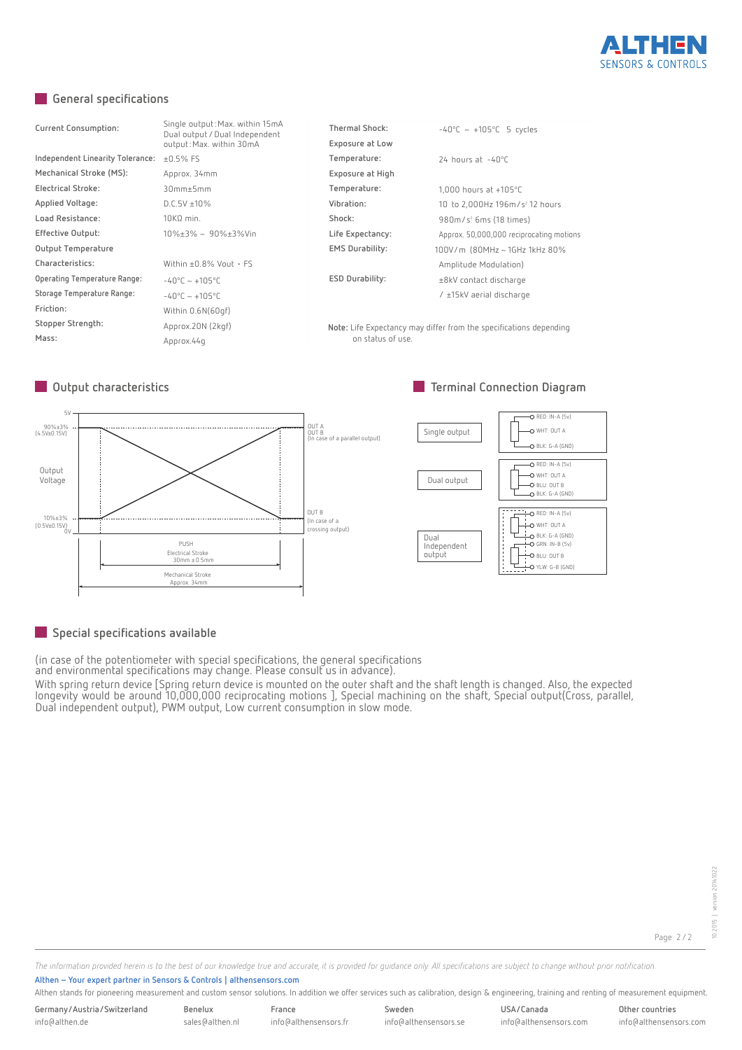## General specifications

| | |
|---|---|
| Current Consumption: | Single output: Max. within 15mA<br>Dual output / Dual Independent output: Max. within 30mA |
| Independent Linearity Tolerance: | ±0.5% FS |
| Mechanical Stroke (MS): | Approx. 34mm |
| Electrical Stroke: | 30mm±5mm |
| Applied Voltage: | D.C.5V ±10% |
| Load Resistance: | 10KΩ min. |
| Effective Output: | 10%±3% ~ 90%±3%Vin |
| Output Temperature Characteristics: | Within ±0.8% Vout · FS |
| Operating Temperature Range: | -40°C ~ +105°C |
| Storage Temperature Range: | -40°C ~ +105°C |
| Friction: | Within 0.6N(60gf) |
| Stopper Strength: | Approx.20N (2kgf) |
| Mass: | Approx.44g |

| | |
|---|---|
| Thermal Shock: | -40°C ~ +105°C 5 cycles |
| Exposure at Low Temperature: | 24 hours at -40°C |
| Exposure at High Temperature: | 1,000 hours at +105°C |
| Vibration: | 10 to 2,000Hz 196m/s² 12 hours |
| Shock: | 980m/s² 6ms (18 times) |
| Life Expectancy: | Approx. 50,000,000 reciprocating motions |
| EMS Durability: | 100V/m (80MHz ~ 1GHz 1kHz 80% Amplitude Modulation) |
| ESD Durability: | ±8kV contact discharge / ±15kV aerial discharge |

**Note:** Life Expectancy may differ from the specifications depending on status of use.

## Output characteristics

5V
90%±3% (4.5V±0.15V)
Output Voltage
10%±3% (0.5V±0.15V)
0V
OUT A
OUT B (In case of a parallel output)
OUT B (In case of a crossing output)
PUSH
Electrical Stroke 30mm ± 0.5mm
Mechanical Stroke Approx. 34mm

## Terminal Connection Diagram

Single output
RED: IN-A (5v)
WHT: OUT A
BLK: G-A (GND)

Dual output
RED: IN-A (5v)
WHT: OUT A
BLU: OUT B
BLK: G-A (GND)

Dual Independent output
RED: IN-A (5v)
WHT: OUT A
BLK: G-A (GND)
GRN: IN-B (5v)
BLU: OUT B
YLW: G-B (GND)

## Special specifications available

(in case of the potentiometer with special specifications, the general specifications and environmental specifications may change. Please consult us in advance).

With spring return device [Spring return device is mounted on the outer shaft and the shaft length is changed. Also, the expected longevity would be around 10,000,000 reciprocating motions ], Special machining on the shaft, Special output(Cross, parallel, Dual independent output), PWM output, Low current consumption in slow mode.

*The information provided herein is to the best of our knowledge true and accurate, it is provided for guidance only. All specifications are subject to change without prior notification.*

Althen – Your expert partner in Sensors & Controls | althensensors.com

Althen stands for pioneering measurement and custom sensor solutions. In addition we offer services such as calibration, design & engineering, training and renting of measurement equipment.

| Germany/Austria/Switzerland | Benelux | France | Sweden | USA/Canada | Other countries |
|---|---|---|---|---|---|
| info@althen.de | sales@althen.nl | info@althensensors.fr | info@althensensors.se | info@althensensors.com | info@althensensors.com |